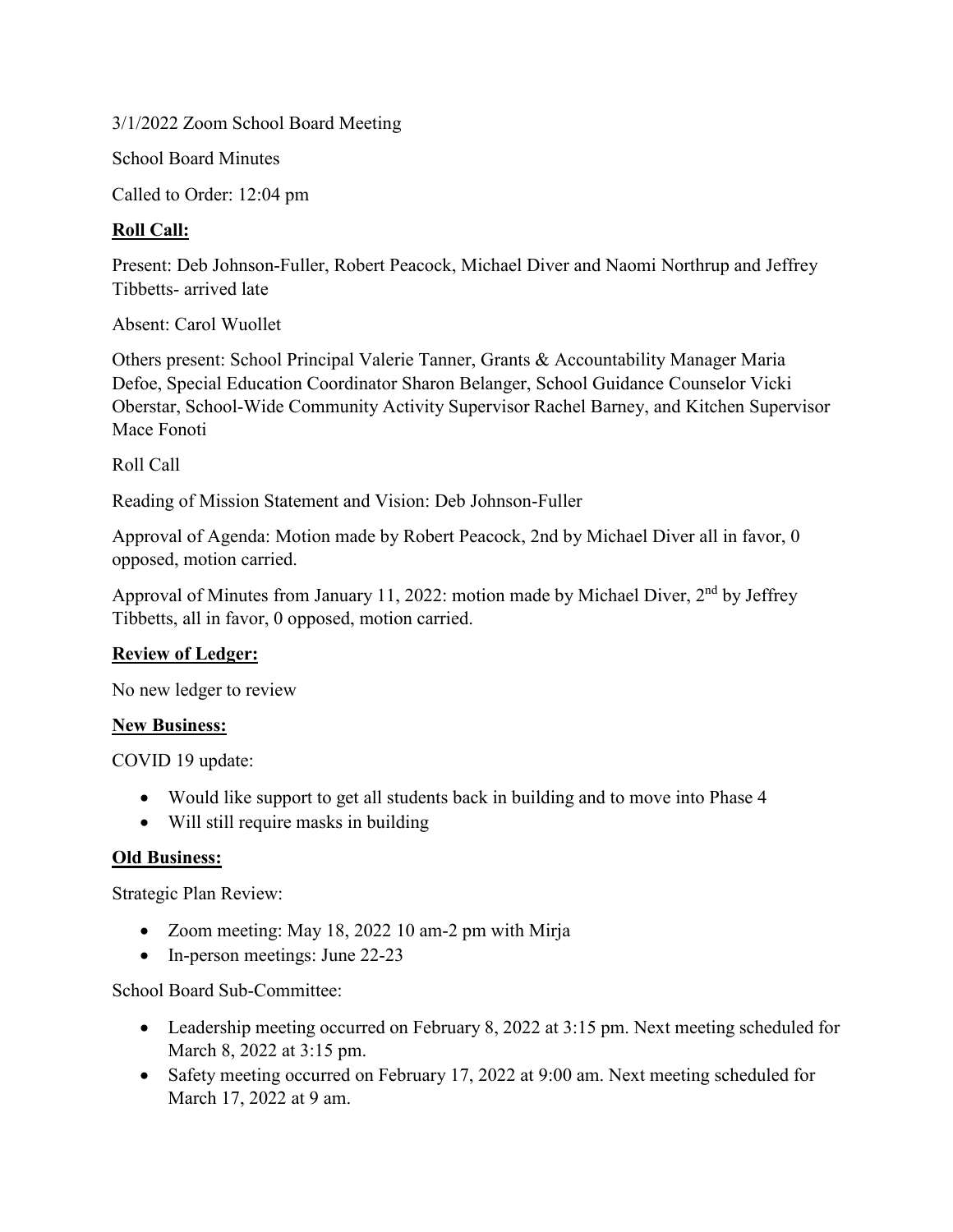3/1/2022 Zoom School Board Meeting

School Board Minutes

Called to Order: 12:04 pm

**Roll Call:**

Present: Deb Johnson-Fuller, Robert Peacock, Michael Diver and Naomi Northrup and Jeffrey Tibbetts- arrived late

Absent: Carol Wuollet

Others present: School Principal Valerie Tanner, Grants & Accountability Manager Maria Defoe, Special Education Coordinator Sharon Belanger, School Guidance Counselor Vicki Oberstar, School-Wide Community Activity Supervisor Rachel Barney, and Kitchen Supervisor Mace Fonoti

Roll Call

Reading of Mission Statement and Vision: Deb Johnson-Fuller

Approval of Agenda: Motion made by Robert Peacock, 2nd by Michael Diver all in favor, 0 opposed, motion carried.

Approval of Minutes from January 11, 2022: motion made by Michael Diver, 2nd by Jeffrey Tibbetts, all in favor, 0 opposed, motion carried.

**Review of Ledger:**

No new ledger to review

**New Business:**

COVID 19 update:

- Would like support to get all students back in building and to move into Phase 4
- Will still require masks in building

**Old Business:**

Strategic Plan Review:

- Zoom meeting: May 18, 2022 10 am-2 pm with Mirja
- In-person meetings: June 22-23

School Board Sub-Committee:

- Leadership meeting occurred on February 8, 2022 at 3:15 pm. Next meeting scheduled for March 8, 2022 at 3:15 pm.
- Safety meeting occurred on February 17, 2022 at 9:00 am. Next meeting scheduled for March 17, 2022 at 9 am.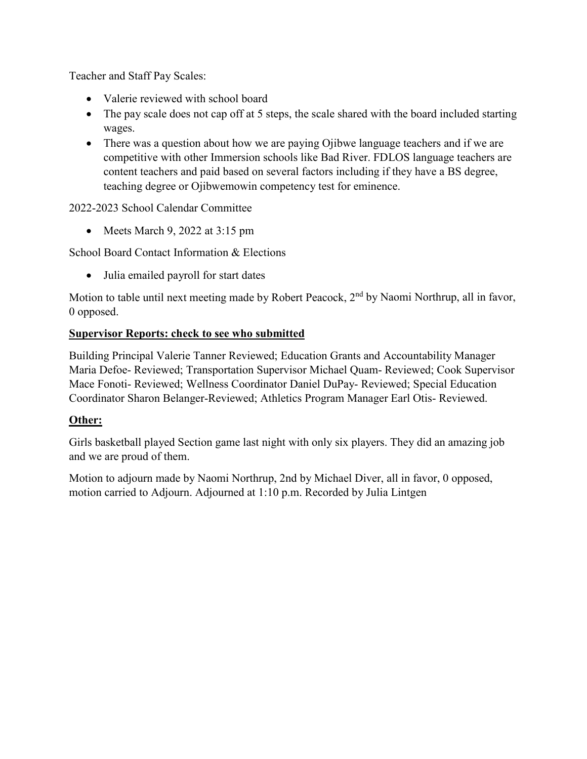Teacher and Staff Pay Scales:

- Valerie reviewed with school board
- The pay scale does not cap off at 5 steps, the scale shared with the board included starting wages.
- There was a question about how we are paying Ojibwe language teachers and if we are competitive with other Immersion schools like Bad River. FDLOS language teachers are content teachers and paid based on several factors including if they have a BS degree, teaching degree or Ojibwemowin competency test for eminence.

2022-2023 School Calendar Committee

- Meets March 9, 2022 at 3:15 pm

School Board Contact Information & Elections

- Julia emailed payroll for start dates

Motion to table until next meeting made by Robert Peacock, 2nd by Naomi Northrup, all in favor, 0 opposed.

**<u>Supervisor Reports: check to see who submitted</u>**

Building Principal Valerie Tanner Reviewed; Education Grants and Accountability Manager Maria Defoe- Reviewed; Transportation Supervisor Michael Quam- Reviewed; Cook Supervisor Mace Fonoti- Reviewed; Wellness Coordinator Daniel DuPay- Reviewed; Special Education Coordinator Sharon Belanger-Reviewed; Athletics Program Manager Earl Otis- Reviewed.

**<u>Other:</u>**

Girls basketball played Section game last night with only six players. They did an amazing job and we are proud of them.

Motion to adjourn made by Naomi Northrup, 2nd by Michael Diver, all in favor, 0 opposed, motion carried to Adjourn. Adjourned at 1:10 p.m. Recorded by Julia Lintgen